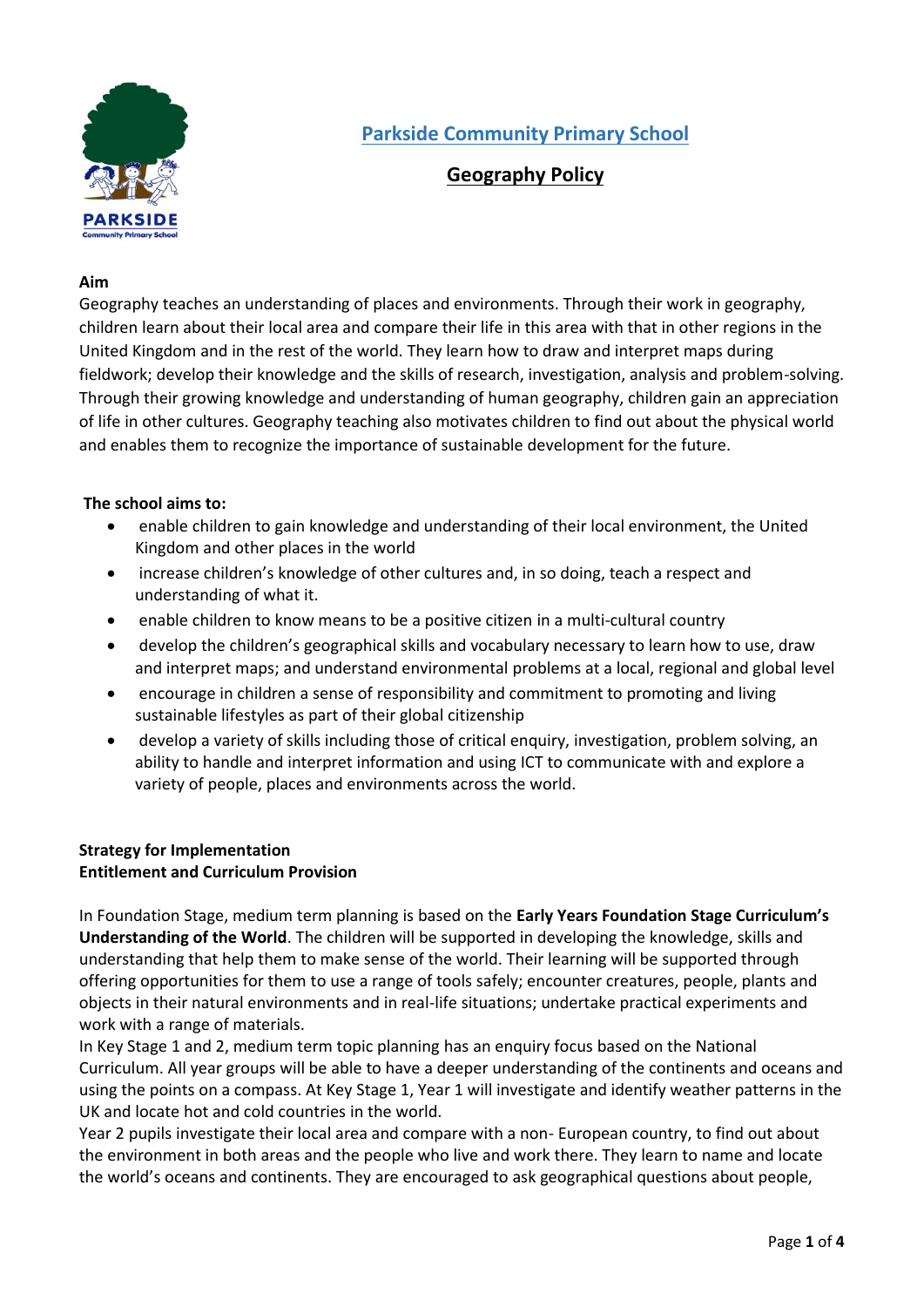# Parkside Community Primary School

## Geography Policy

**Aim**

Geography teaches an understanding of places and environments. Through their work in geography, children learn about their local area and compare their life in this area with that in other regions in the United Kingdom and in the rest of the world. They learn how to draw and interpret maps during fieldwork; develop their knowledge and the skills of research, investigation, analysis and problem-solving. Through their growing knowledge and understanding of human geography, children gain an appreciation of life in other cultures. Geography teaching also motivates children to find out about the physical world and enables them to recognize the importance of sustainable development for the future.

**The school aims to:**

- enable children to gain knowledge and understanding of their local environment, the United Kingdom and other places in the world
- increase children's knowledge of other cultures and, in so doing, teach a respect and understanding of what it.
- enable children to know means to be a positive citizen in a multi-cultural country
- develop the children's geographical skills and vocabulary necessary to learn how to use, draw and interpret maps; and understand environmental problems at a local, regional and global level
- encourage in children a sense of responsibility and commitment to promoting and living sustainable lifestyles as part of their global citizenship
- develop a variety of skills including those of critical enquiry, investigation, problem solving, an ability to handle and interpret information and using ICT to communicate with and explore a variety of people, places and environments across the world.

**Strategy for Implementation**
**Entitlement and Curriculum Provision**

In Foundation Stage, medium term planning is based on the **Early Years Foundation Stage Curriculum's Understanding of the World**. The children will be supported in developing the knowledge, skills and understanding that help them to make sense of the world. Their learning will be supported through offering opportunities for them to use a range of tools safely; encounter creatures, people, plants and objects in their natural environments and in real-life situations; undertake practical experiments and work with a range of materials.

In Key Stage 1 and 2, medium term topic planning has an enquiry focus based on the National Curriculum. All year groups will be able to have a deeper understanding of the continents and oceans and using the points on a compass. At Key Stage 1, Year 1 will investigate and identify weather patterns in the UK and locate hot and cold countries in the world.

Year 2 pupils investigate their local area and compare with a non- European country, to find out about the environment in both areas and the people who live and work there. They learn to name and locate the world's oceans and continents. They are encouraged to ask geographical questions about people,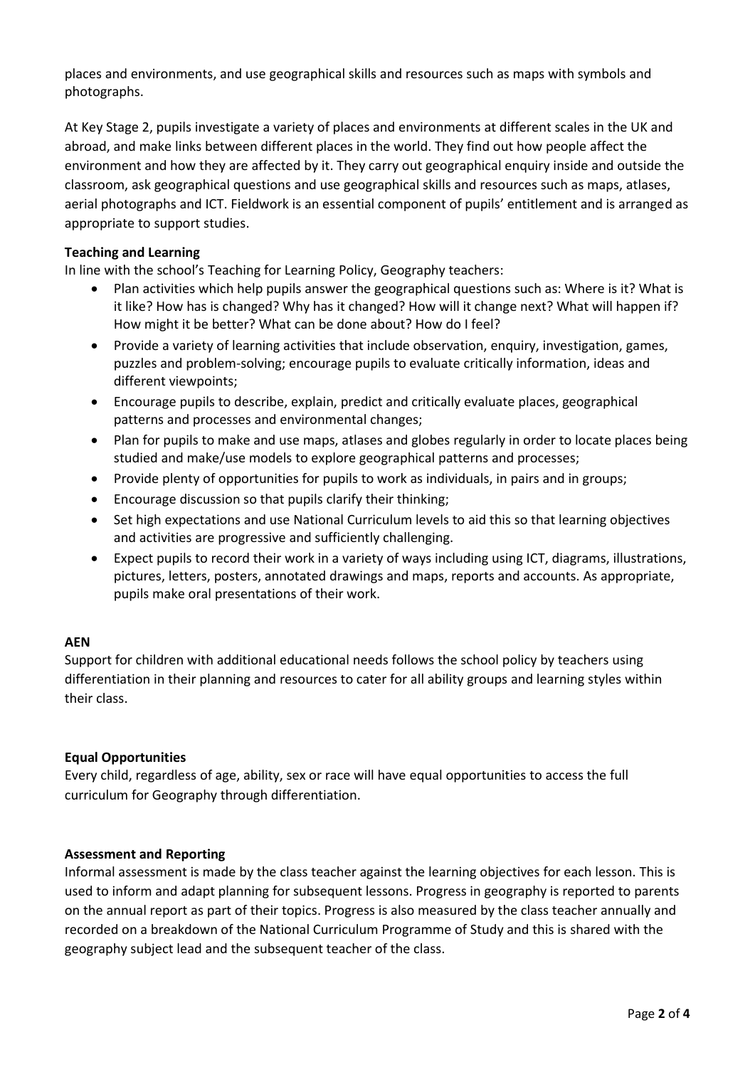places and environments, and use geographical skills and resources such as maps with symbols and photographs.

At Key Stage 2, pupils investigate a variety of places and environments at different scales in the UK and abroad, and make links between different places in the world. They find out how people affect the environment and how they are affected by it. They carry out geographical enquiry inside and outside the classroom, ask geographical questions and use geographical skills and resources such as maps, atlases, aerial photographs and ICT. Fieldwork is an essential component of pupils' entitlement and is arranged as appropriate to support studies.

**Teaching and Learning**

In line with the school's Teaching for Learning Policy, Geography teachers:

- Plan activities which help pupils answer the geographical questions such as: Where is it? What is it like? How has is changed? Why has it changed? How will it change next? What will happen if? How might it be better? What can be done about? How do I feel?
- Provide a variety of learning activities that include observation, enquiry, investigation, games, puzzles and problem-solving; encourage pupils to evaluate critically information, ideas and different viewpoints;
- Encourage pupils to describe, explain, predict and critically evaluate places, geographical patterns and processes and environmental changes;
- Plan for pupils to make and use maps, atlases and globes regularly in order to locate places being studied and make/use models to explore geographical patterns and processes;
- Provide plenty of opportunities for pupils to work as individuals, in pairs and in groups;
- Encourage discussion so that pupils clarify their thinking;
- Set high expectations and use National Curriculum levels to aid this so that learning objectives and activities are progressive and sufficiently challenging.
- Expect pupils to record their work in a variety of ways including using ICT, diagrams, illustrations, pictures, letters, posters, annotated drawings and maps, reports and accounts. As appropriate, pupils make oral presentations of their work.

**AEN**

Support for children with additional educational needs follows the school policy by teachers using differentiation in their planning and resources to cater for all ability groups and learning styles within their class.

**Equal Opportunities**

Every child, regardless of age, ability, sex or race will have equal opportunities to access the full curriculum for Geography through differentiation.

**Assessment and Reporting**

Informal assessment is made by the class teacher against the learning objectives for each lesson. This is used to inform and adapt planning for subsequent lessons. Progress in geography is reported to parents on the annual report as part of their topics. Progress is also measured by the class teacher annually and recorded on a breakdown of the National Curriculum Programme of Study and this is shared with the geography subject lead and the subsequent teacher of the class.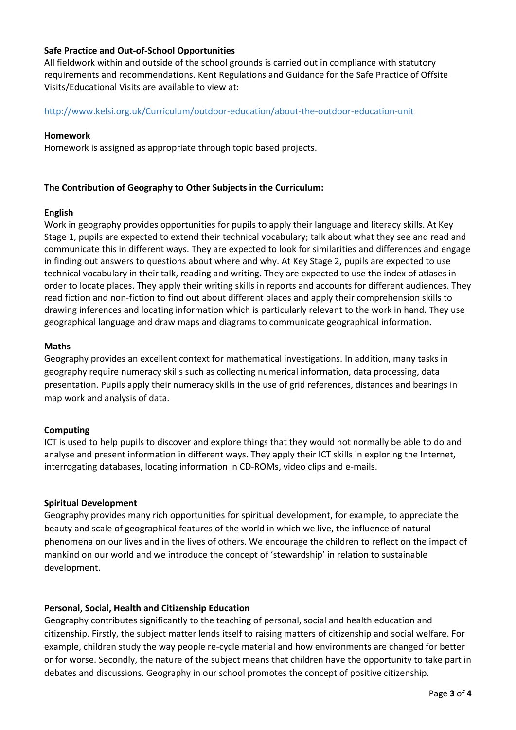**Safe Practice and Out-of-School Opportunities**

All fieldwork within and outside of the school grounds is carried out in compliance with statutory requirements and recommendations. Kent Regulations and Guidance for the Safe Practice of Offsite Visits/Educational Visits are available to view at:

http://www.kelsi.org.uk/Curriculum/outdoor-education/about-the-outdoor-education-unit

**Homework**

Homework is assigned as appropriate through topic based projects.

**The Contribution of Geography to Other Subjects in the Curriculum:**

**English**

Work in geography provides opportunities for pupils to apply their language and literacy skills. At Key Stage 1, pupils are expected to extend their technical vocabulary; talk about what they see and read and communicate this in different ways. They are expected to look for similarities and differences and engage in finding out answers to questions about where and why. At Key Stage 2, pupils are expected to use technical vocabulary in their talk, reading and writing. They are expected to use the index of atlases in order to locate places. They apply their writing skills in reports and accounts for different audiences. They read fiction and non-fiction to find out about different places and apply their comprehension skills to drawing inferences and locating information which is particularly relevant to the work in hand. They use geographical language and draw maps and diagrams to communicate geographical information.

**Maths**

Geography provides an excellent context for mathematical investigations. In addition, many tasks in geography require numeracy skills such as collecting numerical information, data processing, data presentation. Pupils apply their numeracy skills in the use of grid references, distances and bearings in map work and analysis of data.

**Computing**

ICT is used to help pupils to discover and explore things that they would not normally be able to do and analyse and present information in different ways. They apply their ICT skills in exploring the Internet, interrogating databases, locating information in CD-ROMs, video clips and e-mails.

**Spiritual Development**

Geography provides many rich opportunities for spiritual development, for example, to appreciate the beauty and scale of geographical features of the world in which we live, the influence of natural phenomena on our lives and in the lives of others. We encourage the children to reflect on the impact of mankind on our world and we introduce the concept of 'stewardship' in relation to sustainable development.

**Personal, Social, Health and Citizenship Education**

Geography contributes significantly to the teaching of personal, social and health education and citizenship. Firstly, the subject matter lends itself to raising matters of citizenship and social welfare. For example, children study the way people re-cycle material and how environments are changed for better or for worse. Secondly, the nature of the subject means that children have the opportunity to take part in debates and discussions. Geography in our school promotes the concept of positive citizenship.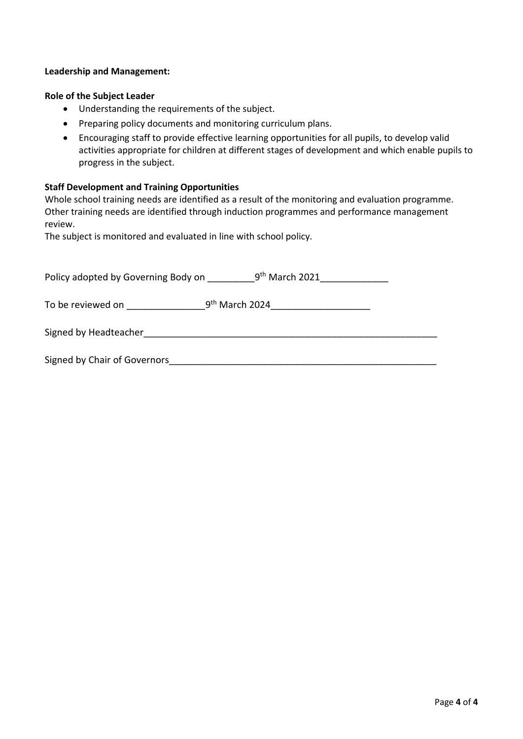**Leadership and Management:**

**Role of the Subject Leader**

- Understanding the requirements of the subject.
- Preparing policy documents and monitoring curriculum plans.
- Encouraging staff to provide effective learning opportunities for all pupils, to develop valid activities appropriate for children at different stages of development and which enable pupils to progress in the subject.

**Staff Development and Training Opportunities**

Whole school training needs are identified as a result of the monitoring and evaluation programme. Other training needs are identified through induction programmes and performance management review.

The subject is monitored and evaluated in line with school policy.

Policy adopted by Governing Body on _________9th March 2021_____________

To be reviewed on _______________9th March 2024___________________

Signed by Headteacher___________________________________________________________

Signed by Chair of Governors_____________________________________________________